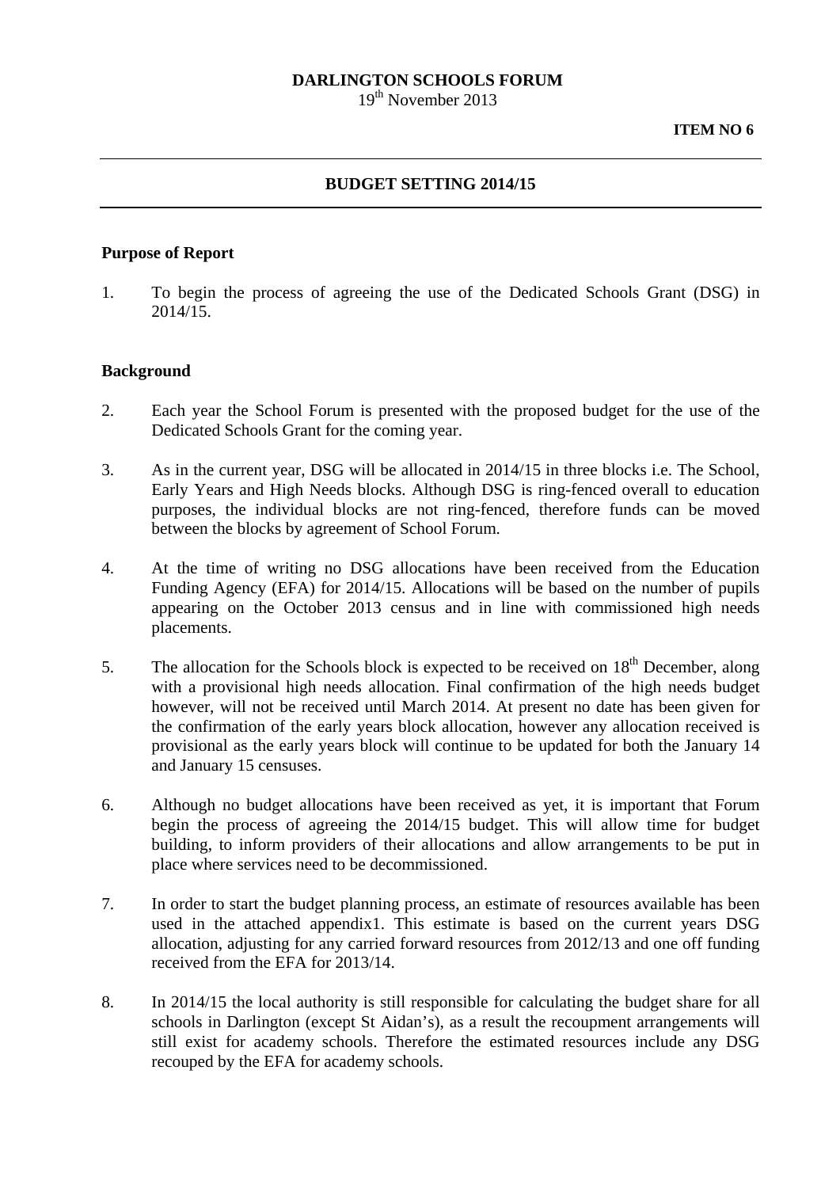**DARLINGTON SCHOOLS FORUM**
19th November 2013

**ITEM NO 6**

---

## BUDGET SETTING 2014/15

---

### Purpose of Report

1. To begin the process of agreeing the use of the Dedicated Schools Grant (DSG) in 2014/15.

### Background

2. Each year the School Forum is presented with the proposed budget for the use of the Dedicated Schools Grant for the coming year.

3. As in the current year, DSG will be allocated in 2014/15 in three blocks i.e. The School, Early Years and High Needs blocks. Although DSG is ring-fenced overall to education purposes, the individual blocks are not ring-fenced, therefore funds can be moved between the blocks by agreement of School Forum.

4. At the time of writing no DSG allocations have been received from the Education Funding Agency (EFA) for 2014/15. Allocations will be based on the number of pupils appearing on the October 2013 census and in line with commissioned high needs placements.

5. The allocation for the Schools block is expected to be received on 18th December, along with a provisional high needs allocation. Final confirmation of the high needs budget however, will not be received until March 2014. At present no date has been given for the confirmation of the early years block allocation, however any allocation received is provisional as the early years block will continue to be updated for both the January 14 and January 15 censuses.

6. Although no budget allocations have been received as yet, it is important that Forum begin the process of agreeing the 2014/15 budget. This will allow time for budget building, to inform providers of their allocations and allow arrangements to be put in place where services need to be decommissioned.

7. In order to start the budget planning process, an estimate of resources available has been used in the attached appendix1. This estimate is based on the current years DSG allocation, adjusting for any carried forward resources from 2012/13 and one off funding received from the EFA for 2013/14.

8. In 2014/15 the local authority is still responsible for calculating the budget share for all schools in Darlington (except St Aidan's), as a result the recoupment arrangements will still exist for academy schools. Therefore the estimated resources include any DSG recouped by the EFA for academy schools.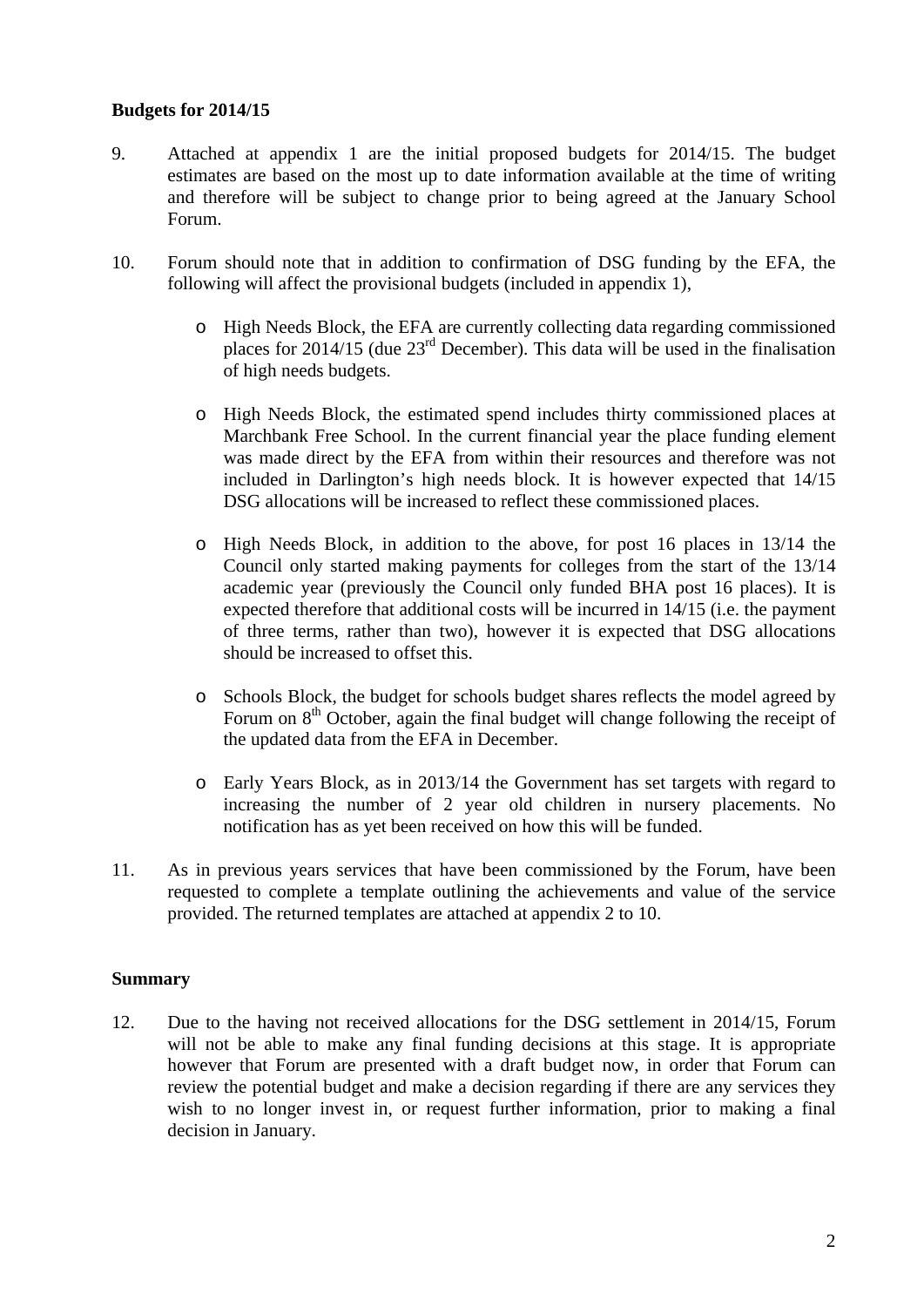**Budgets for 2014/15**

9. Attached at appendix 1 are the initial proposed budgets for 2014/15. The budget estimates are based on the most up to date information available at the time of writing and therefore will be subject to change prior to being agreed at the January School Forum.

10. Forum should note that in addition to confirmation of DSG funding by the EFA, the following will affect the provisional budgets (included in appendix 1),

    - High Needs Block, the EFA are currently collecting data regarding commissioned places for 2014/15 (due 23rd December). This data will be used in the finalisation of high needs budgets.

    - High Needs Block, the estimated spend includes thirty commissioned places at Marchbank Free School. In the current financial year the place funding element was made direct by the EFA from within their resources and therefore was not included in Darlington's high needs block. It is however expected that 14/15 DSG allocations will be increased to reflect these commissioned places.

    - High Needs Block, in addition to the above, for post 16 places in 13/14 the Council only started making payments for colleges from the start of the 13/14 academic year (previously the Council only funded BHA post 16 places). It is expected therefore that additional costs will be incurred in 14/15 (i.e. the payment of three terms, rather than two), however it is expected that DSG allocations should be increased to offset this.

    - Schools Block, the budget for schools budget shares reflects the model agreed by Forum on 8th October, again the final budget will change following the receipt of the updated data from the EFA in December.

    - Early Years Block, as in 2013/14 the Government has set targets with regard to increasing the number of 2 year old children in nursery placements. No notification has as yet been received on how this will be funded.

11. As in previous years services that have been commissioned by the Forum, have been requested to complete a template outlining the achievements and value of the service provided. The returned templates are attached at appendix 2 to 10.

**Summary**

12. Due to the having not received allocations for the DSG settlement in 2014/15, Forum will not be able to make any final funding decisions at this stage. It is appropriate however that Forum are presented with a draft budget now, in order that Forum can review the potential budget and make a decision regarding if there are any services they wish to no longer invest in, or request further information, prior to making a final decision in January.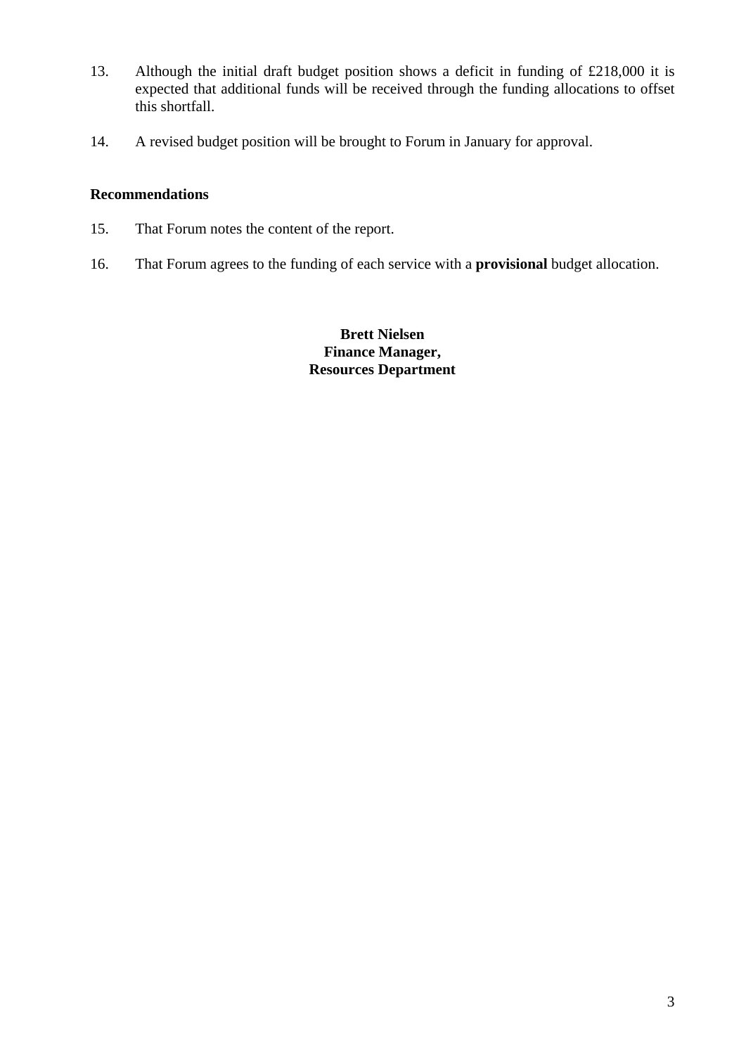13. Although the initial draft budget position shows a deficit in funding of £218,000 it is expected that additional funds will be received through the funding allocations to offset this shortfall.

14. A revised budget position will be brought to Forum in January for approval.

**Recommendations**

15. That Forum notes the content of the report.

16. That Forum agrees to the funding of each service with a **provisional** budget allocation.

**Brett Nielsen**
**Finance Manager,**
**Resources Department**